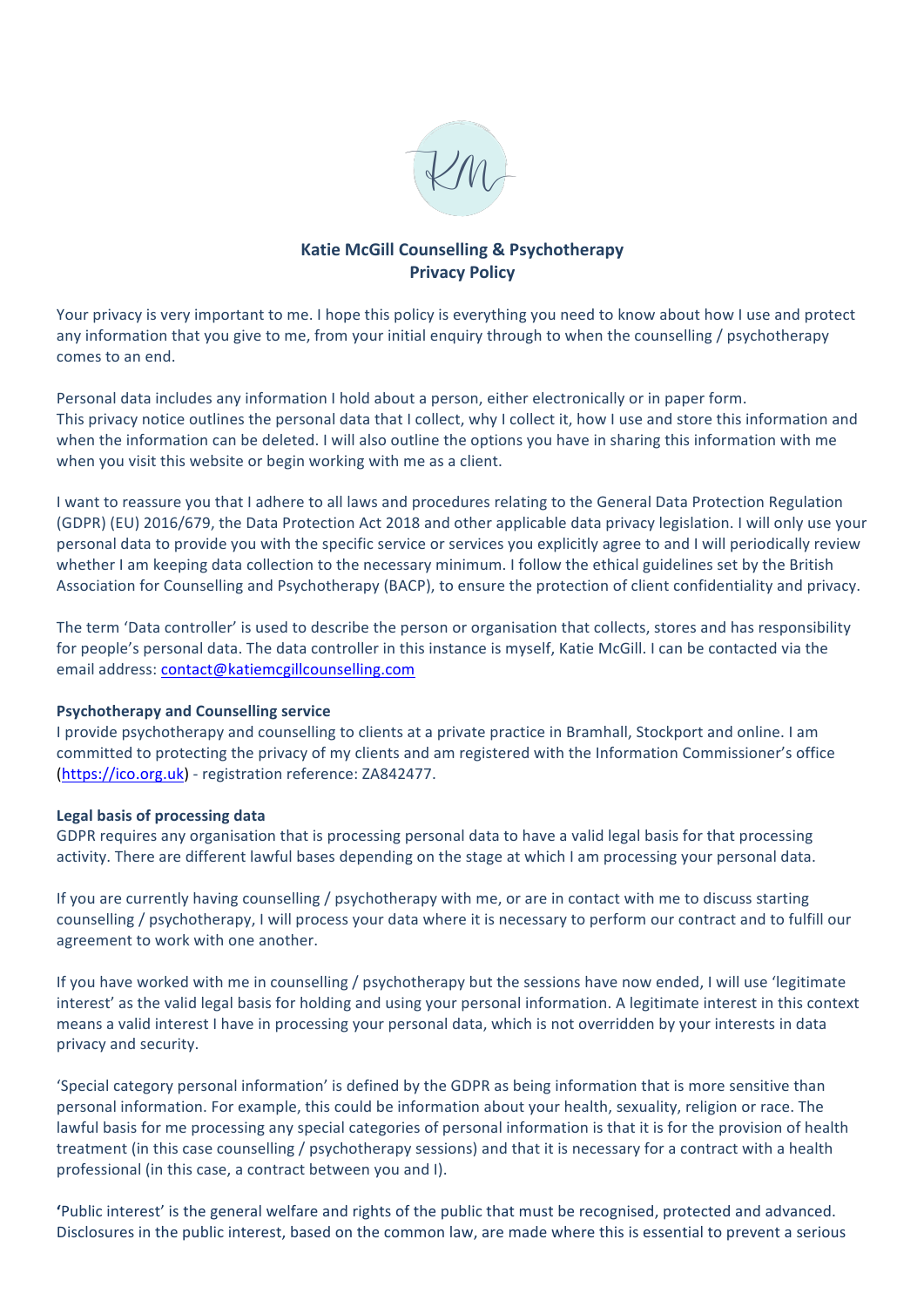# Katie McGill Counselling & Psychotherapy
## Privacy Policy

Your privacy is very important to me. I hope this policy is everything you need to know about how I use and protect any information that you give to me, from your initial enquiry through to when the counselling / psychotherapy comes to an end.

Personal data includes any information I hold about a person, either electronically or in paper form. This privacy notice outlines the personal data that I collect, why I collect it, how I use and store this information and when the information can be deleted. I will also outline the options you have in sharing this information with me when you visit this website or begin working with me as a client.

I want to reassure you that I adhere to all laws and procedures relating to the General Data Protection Regulation (GDPR) (EU) 2016/679, the Data Protection Act 2018 and other applicable data privacy legislation. I will only use your personal data to provide you with the specific service or services you explicitly agree to and I will periodically review whether I am keeping data collection to the necessary minimum. I follow the ethical guidelines set by the British Association for Counselling and Psychotherapy (BACP), to ensure the protection of client confidentiality and privacy.

The term 'Data controller' is used to describe the person or organisation that collects, stores and has responsibility for people's personal data. The data controller in this instance is myself, Katie McGill. I can be contacted via the email address: contact@katiemcgillcounselling.com

**Psychotherapy and Counselling service**
I provide psychotherapy and counselling to clients at a private practice in Bramhall, Stockport and online. I am committed to protecting the privacy of my clients and am registered with the Information Commissioner's office (https://ico.org.uk) - registration reference: ZA842477.

**Legal basis of processing data**
GDPR requires any organisation that is processing personal data to have a valid legal basis for that processing activity. There are different lawful bases depending on the stage at which I am processing your personal data.

If you are currently having counselling / psychotherapy with me, or are in contact with me to discuss starting counselling / psychotherapy, I will process your data where it is necessary to perform our contract and to fulfill our agreement to work with one another.

If you have worked with me in counselling / psychotherapy but the sessions have now ended, I will use 'legitimate interest' as the valid legal basis for holding and using your personal information. A legitimate interest in this context means a valid interest I have in processing your personal data, which is not overridden by your interests in data privacy and security.

'Special category personal information' is defined by the GDPR as being information that is more sensitive than personal information. For example, this could be information about your health, sexuality, religion or race. The lawful basis for me processing any special categories of personal information is that it is for the provision of health treatment (in this case counselling / psychotherapy sessions) and that it is necessary for a contract with a health professional (in this case, a contract between you and I).

**'**Public interest' is the general welfare and rights of the public that must be recognised, protected and advanced. Disclosures in the public interest, based on the common law, are made where this is essential to prevent a serious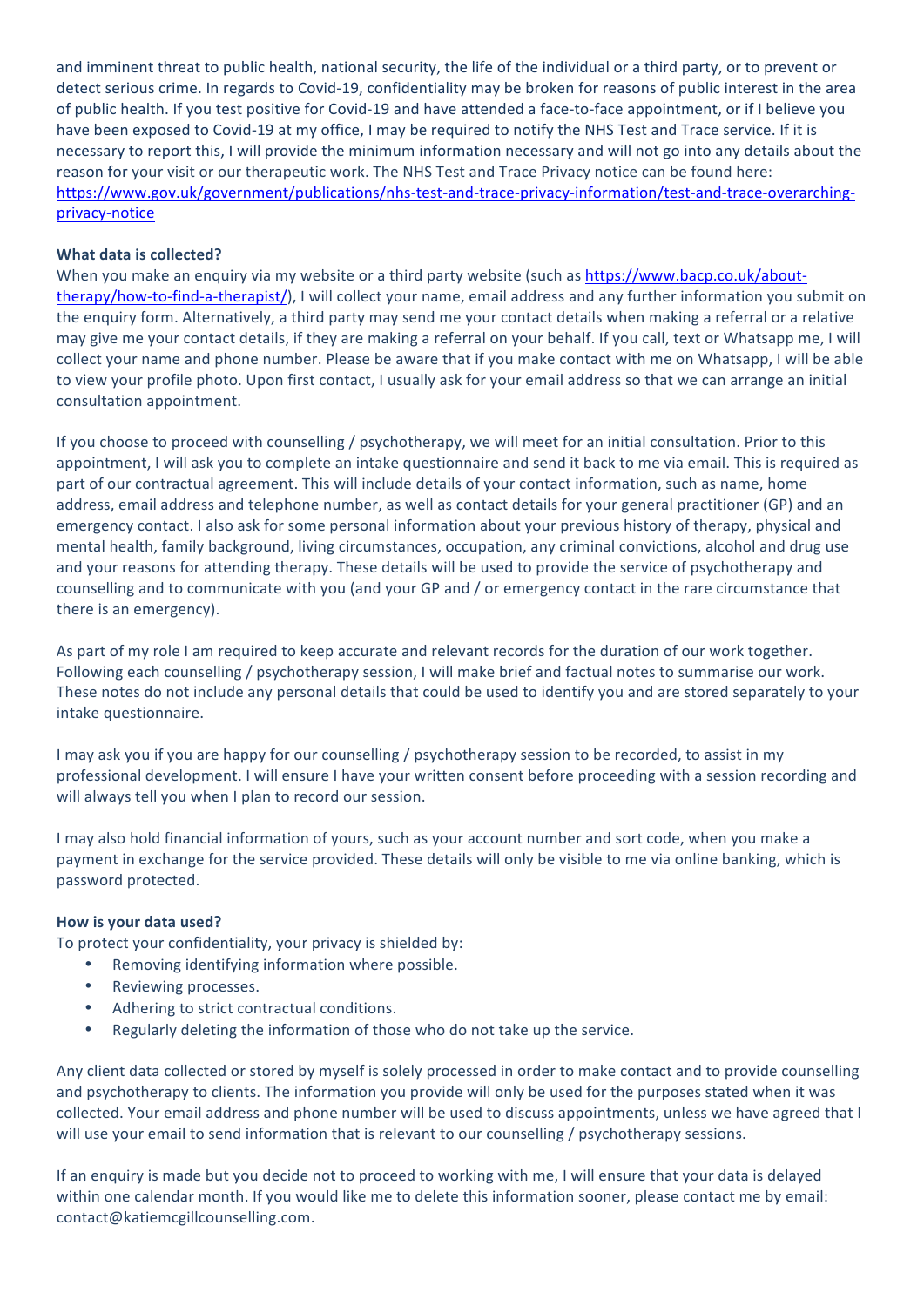and imminent threat to public health, national security, the life of the individual or a third party, or to prevent or detect serious crime. In regards to Covid-19, confidentiality may be broken for reasons of public interest in the area of public health. If you test positive for Covid-19 and have attended a face-to-face appointment, or if I believe you have been exposed to Covid-19 at my office, I may be required to notify the NHS Test and Trace service. If it is necessary to report this, I will provide the minimum information necessary and will not go into any details about the reason for your visit or our therapeutic work. The NHS Test and Trace Privacy notice can be found here: https://www.gov.uk/government/publications/nhs-test-and-trace-privacy-information/test-and-trace-overarching-privacy-notice

**What data is collected?**

When you make an enquiry via my website or a third party website (such as https://www.bacp.co.uk/about-therapy/how-to-find-a-therapist/), I will collect your name, email address and any further information you submit on the enquiry form. Alternatively, a third party may send me your contact details when making a referral or a relative may give me your contact details, if they are making a referral on your behalf. If you call, text or Whatsapp me, I will collect your name and phone number. Please be aware that if you make contact with me on Whatsapp, I will be able to view your profile photo. Upon first contact, I usually ask for your email address so that we can arrange an initial consultation appointment.

If you choose to proceed with counselling / psychotherapy, we will meet for an initial consultation. Prior to this appointment, I will ask you to complete an intake questionnaire and send it back to me via email. This is required as part of our contractual agreement. This will include details of your contact information, such as name, home address, email address and telephone number, as well as contact details for your general practitioner (GP) and an emergency contact. I also ask for some personal information about your previous history of therapy, physical and mental health, family background, living circumstances, occupation, any criminal convictions, alcohol and drug use and your reasons for attending therapy. These details will be used to provide the service of psychotherapy and counselling and to communicate with you (and your GP and / or emergency contact in the rare circumstance that there is an emergency).

As part of my role I am required to keep accurate and relevant records for the duration of our work together. Following each counselling / psychotherapy session, I will make brief and factual notes to summarise our work. These notes do not include any personal details that could be used to identify you and are stored separately to your intake questionnaire.

I may ask you if you are happy for our counselling / psychotherapy session to be recorded, to assist in my professional development. I will ensure I have your written consent before proceeding with a session recording and will always tell you when I plan to record our session.

I may also hold financial information of yours, such as your account number and sort code, when you make a payment in exchange for the service provided. These details will only be visible to me via online banking, which is password protected.

**How is your data used?**

To protect your confidentiality, your privacy is shielded by:

- Removing identifying information where possible.
- Reviewing processes.
- Adhering to strict contractual conditions.
- Regularly deleting the information of those who do not take up the service.

Any client data collected or stored by myself is solely processed in order to make contact and to provide counselling and psychotherapy to clients. The information you provide will only be used for the purposes stated when it was collected. Your email address and phone number will be used to discuss appointments, unless we have agreed that I will use your email to send information that is relevant to our counselling / psychotherapy sessions.

If an enquiry is made but you decide not to proceed to working with me, I will ensure that your data is delayed within one calendar month. If you would like me to delete this information sooner, please contact me by email: contact@katiemcgillcounselling.com.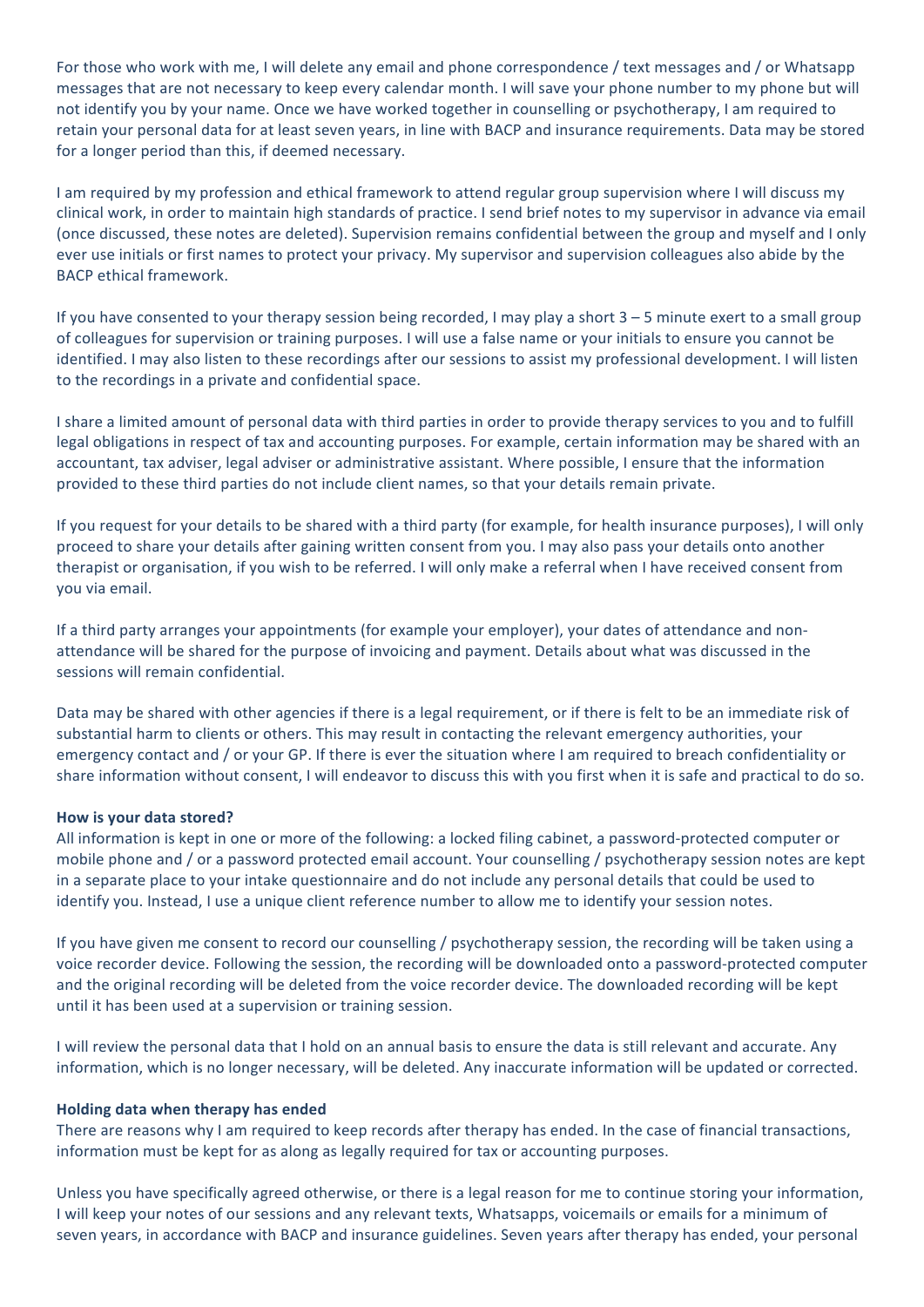For those who work with me, I will delete any email and phone correspondence / text messages and / or Whatsapp messages that are not necessary to keep every calendar month. I will save your phone number to my phone but will not identify you by your name. Once we have worked together in counselling or psychotherapy, I am required to retain your personal data for at least seven years, in line with BACP and insurance requirements. Data may be stored for a longer period than this, if deemed necessary.

I am required by my profession and ethical framework to attend regular group supervision where I will discuss my clinical work, in order to maintain high standards of practice. I send brief notes to my supervisor in advance via email (once discussed, these notes are deleted). Supervision remains confidential between the group and myself and I only ever use initials or first names to protect your privacy. My supervisor and supervision colleagues also abide by the BACP ethical framework.

If you have consented to your therapy session being recorded, I may play a short 3 – 5 minute exert to a small group of colleagues for supervision or training purposes. I will use a false name or your initials to ensure you cannot be identified. I may also listen to these recordings after our sessions to assist my professional development. I will listen to the recordings in a private and confidential space.

I share a limited amount of personal data with third parties in order to provide therapy services to you and to fulfill legal obligations in respect of tax and accounting purposes. For example, certain information may be shared with an accountant, tax adviser, legal adviser or administrative assistant. Where possible, I ensure that the information provided to these third parties do not include client names, so that your details remain private.

If you request for your details to be shared with a third party (for example, for health insurance purposes), I will only proceed to share your details after gaining written consent from you. I may also pass your details onto another therapist or organisation, if you wish to be referred. I will only make a referral when I have received consent from you via email.

If a third party arranges your appointments (for example your employer), your dates of attendance and non-attendance will be shared for the purpose of invoicing and payment. Details about what was discussed in the sessions will remain confidential.

Data may be shared with other agencies if there is a legal requirement, or if there is felt to be an immediate risk of substantial harm to clients or others. This may result in contacting the relevant emergency authorities, your emergency contact and / or your GP. If there is ever the situation where I am required to breach confidentiality or share information without consent, I will endeavor to discuss this with you first when it is safe and practical to do so.

**How is your data stored?**

All information is kept in one or more of the following: a locked filing cabinet, a password-protected computer or mobile phone and / or a password protected email account. Your counselling / psychotherapy session notes are kept in a separate place to your intake questionnaire and do not include any personal details that could be used to identify you. Instead, I use a unique client reference number to allow me to identify your session notes.

If you have given me consent to record our counselling / psychotherapy session, the recording will be taken using a voice recorder device. Following the session, the recording will be downloaded onto a password-protected computer and the original recording will be deleted from the voice recorder device. The downloaded recording will be kept until it has been used at a supervision or training session.

I will review the personal data that I hold on an annual basis to ensure the data is still relevant and accurate. Any information, which is no longer necessary, will be deleted. Any inaccurate information will be updated or corrected.

**Holding data when therapy has ended**

There are reasons why I am required to keep records after therapy has ended. In the case of financial transactions, information must be kept for as along as legally required for tax or accounting purposes.

Unless you have specifically agreed otherwise, or there is a legal reason for me to continue storing your information, I will keep your notes of our sessions and any relevant texts, Whatsapps, voicemails or emails for a minimum of seven years, in accordance with BACP and insurance guidelines. Seven years after therapy has ended, your personal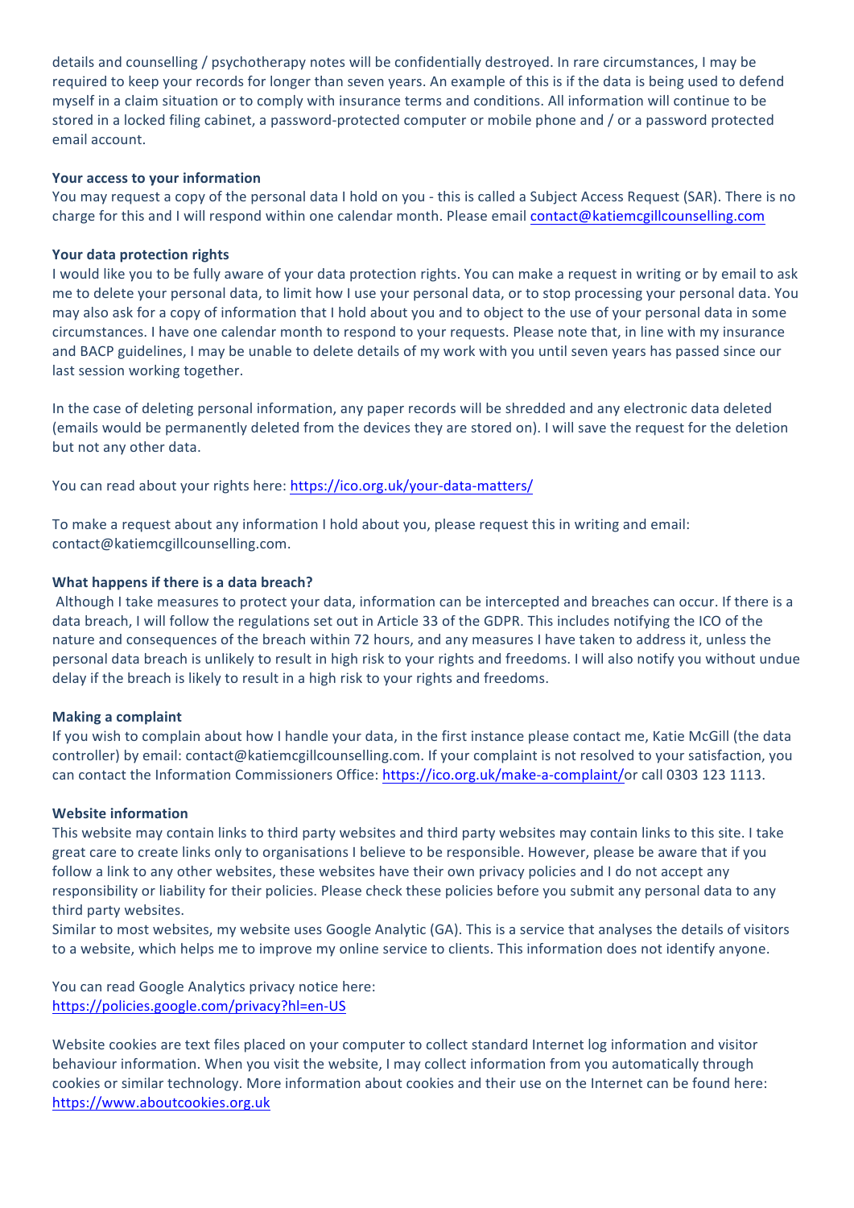details and counselling / psychotherapy notes will be confidentially destroyed. In rare circumstances, I may be required to keep your records for longer than seven years. An example of this is if the data is being used to defend myself in a claim situation or to comply with insurance terms and conditions. All information will continue to be stored in a locked filing cabinet, a password-protected computer or mobile phone and / or a password protected email account.

**Your access to your information**

You may request a copy of the personal data I hold on you - this is called a Subject Access Request (SAR). There is no charge for this and I will respond within one calendar month. Please email contact@katiemcgillcounselling.com

**Your data protection rights**

I would like you to be fully aware of your data protection rights. You can make a request in writing or by email to ask me to delete your personal data, to limit how I use your personal data, or to stop processing your personal data. You may also ask for a copy of information that I hold about you and to object to the use of your personal data in some circumstances. I have one calendar month to respond to your requests. Please note that, in line with my insurance and BACP guidelines, I may be unable to delete details of my work with you until seven years has passed since our last session working together.

In the case of deleting personal information, any paper records will be shredded and any electronic data deleted (emails would be permanently deleted from the devices they are stored on). I will save the request for the deletion but not any other data.

You can read about your rights here: https://ico.org.uk/your-data-matters/

To make a request about any information I hold about you, please request this in writing and email: contact@katiemcgillcounselling.com.

**What happens if there is a data breach?**

Although I take measures to protect your data, information can be intercepted and breaches can occur. If there is a data breach, I will follow the regulations set out in Article 33 of the GDPR. This includes notifying the ICO of the nature and consequences of the breach within 72 hours, and any measures I have taken to address it, unless the personal data breach is unlikely to result in high risk to your rights and freedoms. I will also notify you without undue delay if the breach is likely to result in a high risk to your rights and freedoms.

**Making a complaint**

If you wish to complain about how I handle your data, in the first instance please contact me, Katie McGill (the data controller) by email: contact@katiemcgillcounselling.com. If your complaint is not resolved to your satisfaction, you can contact the Information Commissioners Office: https://ico.org.uk/make-a-complaint/or call 0303 123 1113.

**Website information**

This website may contain links to third party websites and third party websites may contain links to this site. I take great care to create links only to organisations I believe to be responsible. However, please be aware that if you follow a link to any other websites, these websites have their own privacy policies and I do not accept any responsibility or liability for their policies. Please check these policies before you submit any personal data to any third party websites.

Similar to most websites, my website uses Google Analytic (GA). This is a service that analyses the details of visitors to a website, which helps me to improve my online service to clients. This information does not identify anyone.

You can read Google Analytics privacy notice here:
https://policies.google.com/privacy?hl=en-US

Website cookies are text files placed on your computer to collect standard Internet log information and visitor behaviour information. When you visit the website, I may collect information from you automatically through cookies or similar technology. More information about cookies and their use on the Internet can be found here: https://www.aboutcookies.org.uk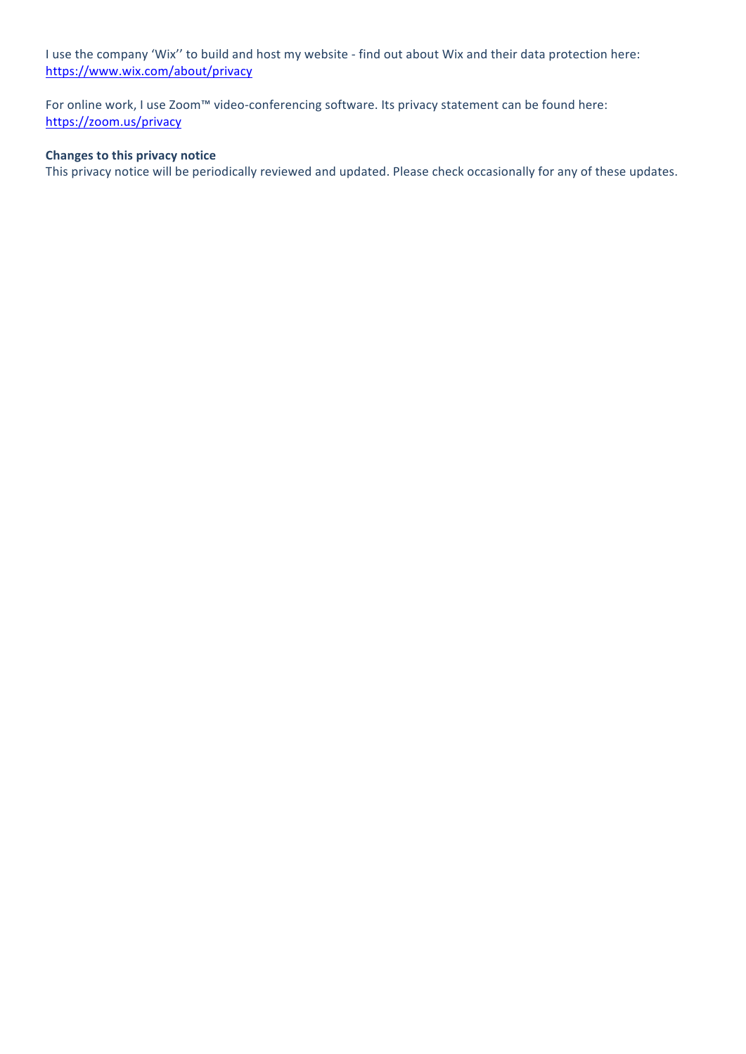I use the company 'Wix'' to build and host my website - find out about Wix and their data protection here: https://www.wix.com/about/privacy

For online work, I use Zoom™ video-conferencing software. Its privacy statement can be found here: https://zoom.us/privacy

**Changes to this privacy notice**

This privacy notice will be periodically reviewed and updated. Please check occasionally for any of these updates.